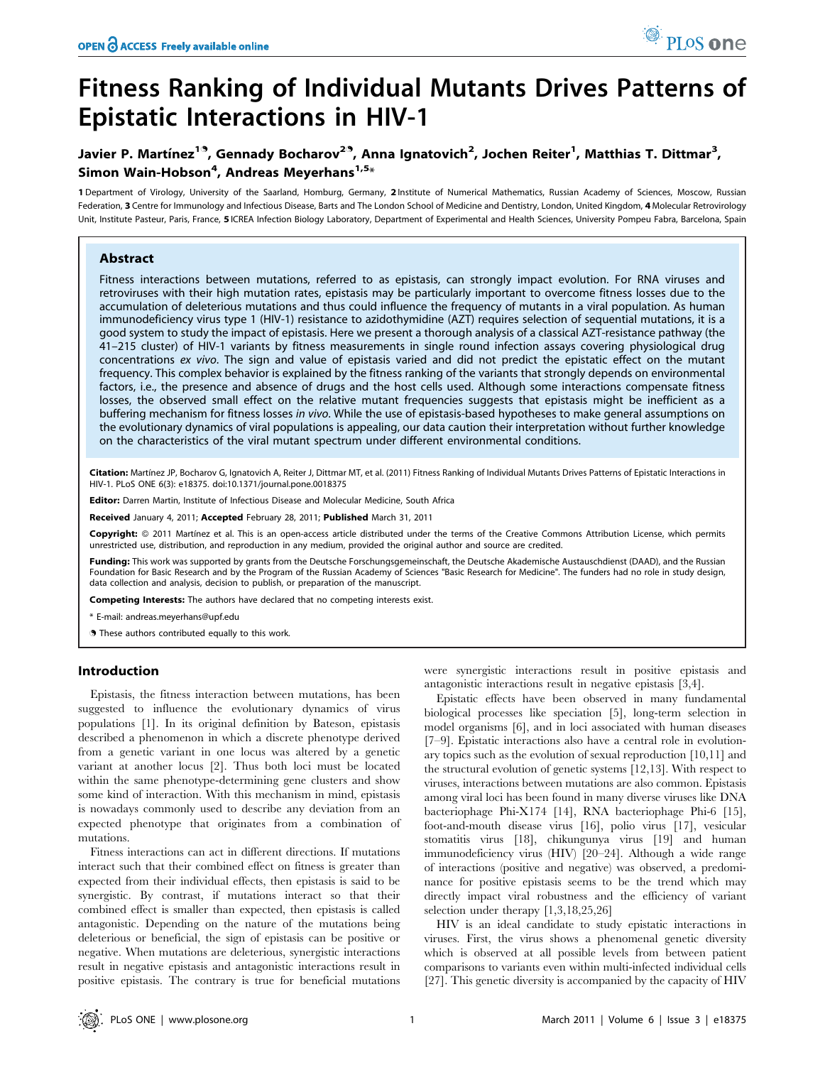# Fitness Ranking of Individual Mutants Drives Patterns of Epistatic Interactions in HIV-1

**Javier P. Martínez[1,9], Gennady Bocharov[2,9], Anna Ignatovich[2], Jochen Reiter[1], Matthias T. Dittmar[3], Simon Wain-Hobson[4], Andreas Meyerhans[1,5]***

**1** Department of Virology, University of the Saarland, Homburg, Germany, **2** Institute of Numerical Mathematics, Russian Academy of Sciences, Moscow, Russian Federation, **3** Centre for Immunology and Infectious Disease, Barts and The London School of Medicine and Dentistry, London, United Kingdom, **4** Molecular Retrovirology Unit, Institute Pasteur, Paris, France, **5** ICREA Infection Biology Laboratory, Department of Experimental and Health Sciences, University Pompeu Fabra, Barcelona, Spain

## Abstract

Fitness interactions between mutations, referred to as epistasis, can strongly impact evolution. For RNA viruses and retroviruses with their high mutation rates, epistasis may be particularly important to overcome fitness losses due to the accumulation of deleterious mutations and thus could influence the frequency of mutants in a viral population. As human immunodeficiency virus type 1 (HIV-1) resistance to azidothymidine (AZT) requires selection of sequential mutations, it is a good system to study the impact of epistasis. Here we present a thorough analysis of a classical AZT-resistance pathway (the 41–215 cluster) of HIV-1 variants by fitness measurements in single round infection assays covering physiological drug concentrations *ex vivo*. The sign and value of epistasis varied and did not predict the epistatic effect on the mutant frequency. This complex behavior is explained by the fitness ranking of the variants that strongly depends on environmental factors, i.e., the presence and absence of drugs and the host cells used. Although some interactions compensate fitness losses, the observed small effect on the relative mutant frequencies suggests that epistasis might be inefficient as a buffering mechanism for fitness losses *in vivo*. While the use of epistasis-based hypotheses to make general assumptions on the evolutionary dynamics of viral populations is appealing, our data caution their interpretation without further knowledge on the characteristics of the viral mutant spectrum under different environmental conditions.

**Citation:** Martínez JP, Bocharov G, Ignatovich A, Reiter J, Dittmar MT, et al. (2011) Fitness Ranking of Individual Mutants Drives Patterns of Epistatic Interactions in HIV-1. PLoS ONE 6(3): e18375. doi:10.1371/journal.pone.0018375

**Editor:** Darren Martin, Institute of Infectious Disease and Molecular Medicine, South Africa

**Received** January 4, 2011; **Accepted** February 28, 2011; **Published** March 31, 2011

**Copyright:** © 2011 Martínez et al. This is an open-access article distributed under the terms of the Creative Commons Attribution License, which permits unrestricted use, distribution, and reproduction in any medium, provided the original author and source are credited.

**Funding:** This work was supported by grants from the Deutsche Forschungsgemeinschaft, the Deutsche Akademische Austauschdienst (DAAD), and the Russian Foundation for Basic Research and by the Program of the Russian Academy of Sciences "Basic Research for Medicine". The funders had no role in study design, data collection and analysis, decision to publish, or preparation of the manuscript.

**Competing Interests:** The authors have declared that no competing interests exist.

\* E-mail: andreas.meyerhans@upf.edu

9 These authors contributed equally to this work.

## Introduction

Epistasis, the fitness interaction between mutations, has been suggested to influence the evolutionary dynamics of virus populations [1]. In its original definition by Bateson, epistasis described a phenomenon in which a discrete phenotype derived from a genetic variant in one locus was altered by a genetic variant at another locus [2]. Thus both loci must be located within the same phenotype-determining gene clusters and show some kind of interaction. With this mechanism in mind, epistasis is nowadays commonly used to describe any deviation from an expected phenotype that originates from a combination of mutations.

Fitness interactions can act in different directions. If mutations interact such that their combined effect on fitness is greater than expected from their individual effects, then epistasis is said to be synergistic. By contrast, if mutations interact so that their combined effect is smaller than expected, then epistasis is called antagonistic. Depending on the nature of the mutations being deleterious or beneficial, the sign of epistasis can be positive or negative. When mutations are deleterious, synergistic interactions result in negative epistasis and antagonistic interactions result in positive epistasis. The contrary is true for beneficial mutations were synergistic interactions result in positive epistasis and antagonistic interactions result in negative epistasis [3,4].

Epistatic effects have been observed in many fundamental biological processes like speciation [5], long-term selection in model organisms [6], and in loci associated with human diseases [7–9]. Epistatic interactions also have a central role in evolutionary topics such as the evolution of sexual reproduction [10,11] and the structural evolution of genetic systems [12,13]. With respect to viruses, interactions between mutations are also common. Epistasis among viral loci has been found in many diverse viruses like DNA bacteriophage Phi-X174 [14], RNA bacteriophage Phi-6 [15], foot-and-mouth disease virus [16], polio virus [17], vesicular stomatitis virus [18], chikungunya virus [19] and human immunodeficiency virus (HIV) [20–24]. Although a wide range of interactions (positive and negative) was observed, a predominance for positive epistasis seems to be the trend which may directly impact viral robustness and the efficiency of variant selection under therapy [1,3,18,25,26]

HIV is an ideal candidate to study epistatic interactions in viruses. First, the virus shows a phenomenal genetic diversity which is observed at all possible levels from between patient comparisons to variants even within multi-infected individual cells [27]. This genetic diversity is accompanied by the capacity of HIV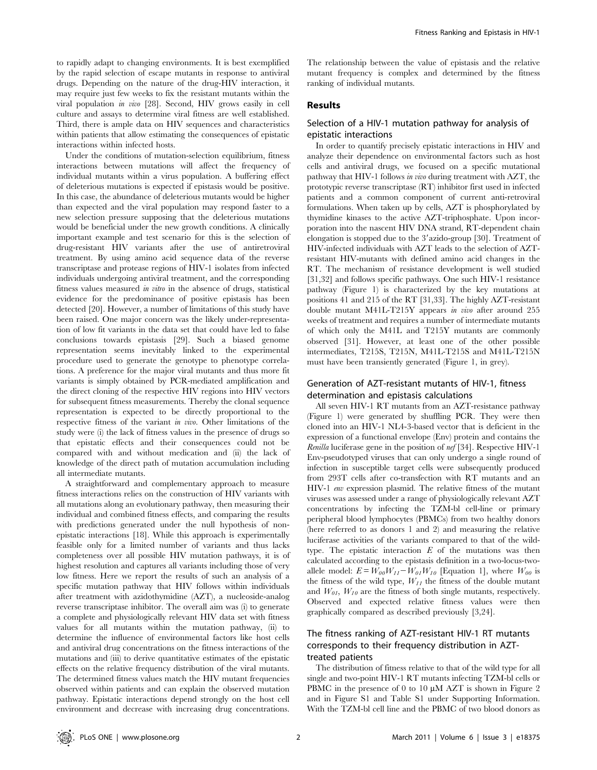to rapidly adapt to changing environments. It is best exemplified by the rapid selection of escape mutants in response to antiviral drugs. Depending on the nature of the drug-HIV interaction, it may require just few weeks to fix the resistant mutants within the viral population *in vivo* [28]. Second, HIV grows easily in cell culture and assays to determine viral fitness are well established. Third, there is ample data on HIV sequences and characteristics within patients that allow estimating the consequences of epistatic interactions within infected hosts.

Under the conditions of mutation-selection equilibrium, fitness interactions between mutations will affect the frequency of individual mutants within a virus population. A buffering effect of deleterious mutations is expected if epistasis would be positive. In this case, the abundance of deleterious mutants would be higher than expected and the viral population may respond faster to a new selection pressure supposing that the deleterious mutations would be beneficial under the new growth conditions. A clinically important example and test scenario for this is the selection of drug-resistant HIV variants after the use of antiretroviral treatment. By using amino acid sequence data of the reverse transcriptase and protease regions of HIV-1 isolates from infected individuals undergoing antiviral treatment, and the corresponding fitness values measured *in vitro* in the absence of drugs, statistical evidence for the predominance of positive epistasis has been detected [20]. However, a number of limitations of this study have been raised. One major concern was the likely under-representation of low fit variants in the data set that could have led to false conclusions towards epistasis [29]. Such a biased genome representation seems inevitably linked to the experimental procedure used to generate the genotype to phenotype correlations. A preference for the major viral mutants and thus more fit variants is simply obtained by PCR-mediated amplification and the direct cloning of the respective HIV regions into HIV vectors for subsequent fitness measurements. Thereby the clonal sequence representation is expected to be directly proportional to the respective fitness of the variant *in vivo*. Other limitations of the study were (i) the lack of fitness values in the presence of drugs so that epistatic effects and their consequences could not be compared with and without medication and (ii) the lack of knowledge of the direct path of mutation accumulation including all intermediate mutants.

A straightforward and complementary approach to measure fitness interactions relies on the construction of HIV variants with all mutations along an evolutionary pathway, then measuring their individual and combined fitness effects, and comparing the results with predictions generated under the null hypothesis of non-epistatic interactions [18]. While this approach is experimentally feasible only for a limited number of variants and thus lacks completeness over all possible HIV mutation pathways, it is of highest resolution and captures all variants including those of very low fitness. Here we report the results of such an analysis of a specific mutation pathway that HIV follows within individuals after treatment with azidothymidine (AZT), a nucleoside-analog reverse transcriptase inhibitor. The overall aim was (i) to generate a complete and physiologically relevant HIV data set with fitness values for all mutants within the mutation pathway, (ii) to determine the influence of environmental factors like host cells and antiviral drug concentrations on the fitness interactions of the mutations and (iii) to derive quantitative estimates of the epistatic effects on the relative frequency distribution of the viral mutants. The determined fitness values match the HIV mutant frequencies observed within patients and can explain the observed mutation pathway. Epistatic interactions depend strongly on the host cell environment and decrease with increasing drug concentrations. The relationship between the value of epistasis and the relative mutant frequency is complex and determined by the fitness ranking of individual mutants.

## Results

### Selection of a HIV-1 mutation pathway for analysis of epistatic interactions

In order to quantify precisely epistatic interactions in HIV and analyze their dependence on environmental factors such as host cells and antiviral drugs, we focused on a specific mutational pathway that HIV-1 follows *in vivo* during treatment with AZT, the prototypic reverse transcriptase (RT) inhibitor first used in infected patients and a common component of current anti-retroviral formulations. When taken up by cells, AZT is phosphorylated by thymidine kinases to the active AZT-triphosphate. Upon incorporation into the nascent HIV DNA strand, RT-dependent chain elongation is stopped due to the 3′azido-group [30]. Treatment of HIV-infected individuals with AZT leads to the selection of AZT-resistant HIV-mutants with defined amino acid changes in the RT. The mechanism of resistance development is well studied [31,32] and follows specific pathways. One such HIV-1 resistance pathway (Figure 1) is characterized by the key mutations at positions 41 and 215 of the RT [31,33]. The highly AZT-resistant double mutant M41L-T215Y appears *in vivo* after around 255 weeks of treatment and requires a number of intermediate mutants of which only the M41L and T215Y mutants are commonly observed [31]. However, at least one of the other possible intermediates, T215S, T215N, M41L-T215S and M41L-T215N must have been transiently generated (Figure 1, in grey).

### Generation of AZT-resistant mutants of HIV-1, fitness determination and epistasis calculations

All seven HIV-1 RT mutants from an AZT-resistance pathway (Figure 1) were generated by shuffling PCR. They were then cloned into an HIV-1 NL4-3-based vector that is deficient in the expression of a functional envelope (Env) protein and contains the *Renilla* luciferase gene in the position of *nef* [34]. Respective HIV-1 Env-pseudotyped viruses that can only undergo a single round of infection in susceptible target cells were subsequently produced from 293T cells after co-transfection with RT mutants and an HIV-1 *env* expression plasmid. The relative fitness of the mutant viruses was assessed under a range of physiologically relevant AZT concentrations by infecting the TZM-bl cell-line or primary peripheral blood lymphocytes (PBMCs) from two healthy donors (here referred to as donors 1 and 2) and measuring the relative luciferase activities of the variants compared to that of the wild-type. The epistatic interaction $E$ of the mutations was then calculated according to the epistasis definition in a two-locus-two-allele model: $E = W_{00}W_{11} - W_{01}W_{10}$ [Equation 1], where $W_{00}$ is the fitness of the wild type, $W_{11}$ the fitness of the double mutant and $W_{01}$, $W_{10}$ are the fitness of both single mutants, respectively. Observed and expected relative fitness values were then graphically compared as described previously [3,24].

### The fitness ranking of AZT-resistant HIV-1 RT mutants corresponds to their frequency distribution in AZT-treated patients

The distribution of fitness relative to that of the wild type for all single and two-point HIV-1 RT mutants infecting TZM-bl cells or PBMC in the presence of 0 to 10 µM AZT is shown in Figure 2 and in Figure S1 and Table S1 under Supporting Information. With the TZM-bl cell line and the PBMC of two blood donors as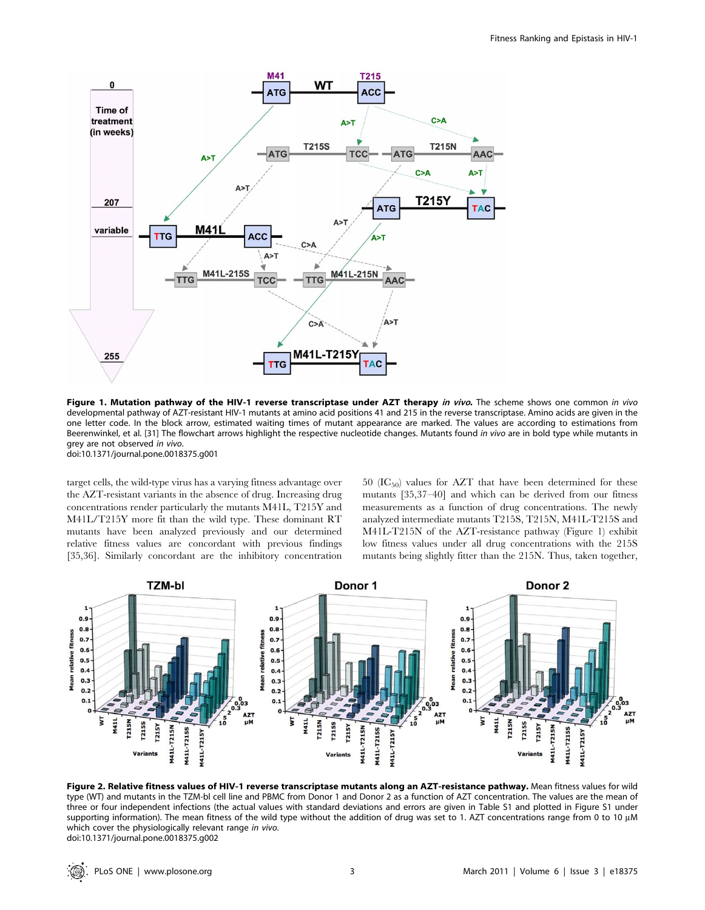**Figure 1. Mutation pathway of the HIV-1 reverse transcriptase under AZT therapy *in vivo*.** The scheme shows one common *in vivo* developmental pathway of AZT-resistant HIV-1 mutants at amino acid positions 41 and 215 in the reverse transcriptase. Amino acids are given in the one letter code. In the block arrow, estimated waiting times of mutant appearance are marked. The values are according to estimations from Beerenwinkel, et al. [31] The flowchart arrows highlight the respective nucleotide changes. Mutants found *in vivo* are in bold type while mutants in grey are not observed *in vivo*.
doi:10.1371/journal.pone.0018375.g001

target cells, the wild-type virus has a varying fitness advantage over the AZT-resistant variants in the absence of drug. Increasing drug concentrations render particularly the mutants M41L, T215Y and M41L/T215Y more fit than the wild type. These dominant RT mutants have been analyzed previously and our determined relative fitness values are concordant with previous findings [35,36]. Similarly concordant are the inhibitory concentration 50 ($IC_{50}$) values for AZT that have been determined for these mutants [35,37–40] and which can be derived from our fitness measurements as a function of drug concentrations. The newly analyzed intermediate mutants T215S, T215N, M41L-T215S and M41L-T215N of the AZT-resistance pathway (Figure 1) exhibit low fitness values under all drug concentrations with the 215S mutants being slightly fitter than the 215N. Thus, taken together,

**Figure 2. Relative fitness values of HIV-1 reverse transcriptase mutants along an AZT-resistance pathway.** Mean fitness values for wild type (WT) and mutants in the TZM-bl cell line and PBMC from Donor 1 and Donor 2 as a function of AZT concentration. The values are the mean of three or four independent infections (the actual values with standard deviations and errors are given in Table S1 and plotted in Figure S1 under supporting information). The mean fitness of the wild type without the addition of drug was set to 1. AZT concentrations range from 0 to 10 µM which cover the physiologically relevant range *in vivo*.
doi:10.1371/journal.pone.0018375.g002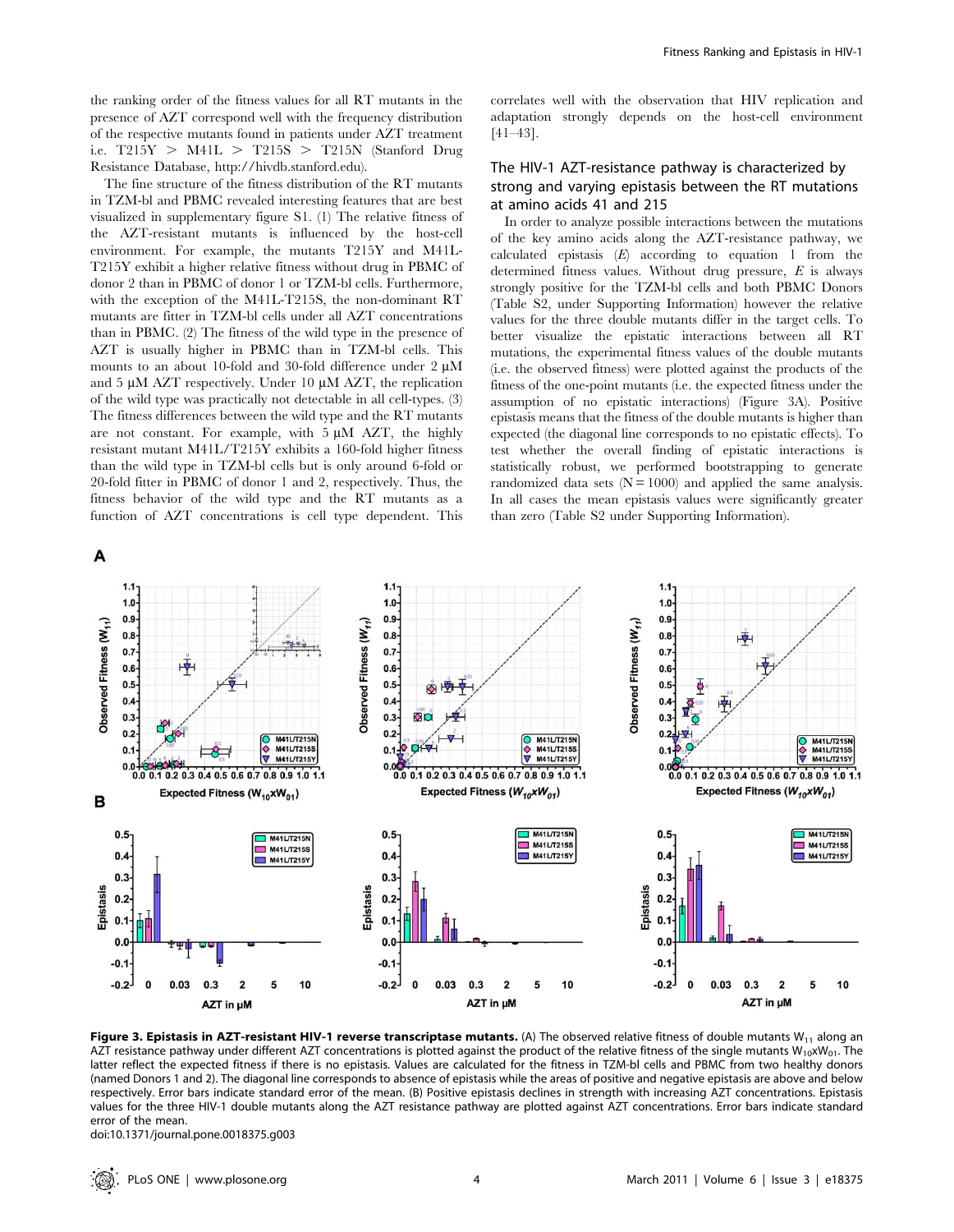the ranking order of the fitness values for all RT mutants in the presence of AZT correspond well with the frequency distribution of the respective mutants found in patients under AZT treatment i.e. T215Y > M41L > T215S > T215N (Stanford Drug Resistance Database, http://hivdb.stanford.edu).

The fine structure of the fitness distribution of the RT mutants in TZM-bl and PBMC revealed interesting features that are best visualized in supplementary figure S1. (1) The relative fitness of the AZT-resistant mutants is influenced by the host-cell environment. For example, the mutants T215Y and M41L-T215Y exhibit a higher relative fitness without drug in PBMC of donor 2 than in PBMC of donor 1 or TZM-bl cells. Furthermore, with the exception of the M41L-T215S, the non-dominant RT mutants are fitter in TZM-bl cells under all AZT concentrations than in PBMC. (2) The fitness of the wild type in the presence of AZT is usually higher in PBMC than in TZM-bl cells. This mounts to an about 10-fold and 30-fold difference under 2 µM and 5 µM AZT respectively. Under 10 µM AZT, the replication of the wild type was practically not detectable in all cell-types. (3) The fitness differences between the wild type and the RT mutants are not constant. For example, with 5 µM AZT, the highly resistant mutant M41L/T215Y exhibits a 160-fold higher fitness than the wild type in TZM-bl cells but is only around 6-fold or 20-fold fitter in PBMC of donor 1 and 2, respectively. Thus, the fitness behavior of the wild type and the RT mutants as a function of AZT concentrations is cell type dependent. This correlates well with the observation that HIV replication and adaptation strongly depends on the host-cell environment [41–43].

## The HIV-1 AZT-resistance pathway is characterized by strong and varying epistasis between the RT mutations at amino acids 41 and 215

In order to analyze possible interactions between the mutations of the key amino acids along the AZT-resistance pathway, we calculated epistasis ($E$) according to equation 1 from the determined fitness values. Without drug pressure, $E$ is always strongly positive for the TZM-bl cells and both PBMC Donors (Table S2, under Supporting Information) however the relative values for the three double mutants differ in the target cells. To better visualize the epistatic interactions between all RT mutations, the experimental fitness values of the double mutants (i.e. the observed fitness) were plotted against the products of the fitness of the one-point mutants (i.e. the expected fitness under the assumption of no epistatic interactions) (Figure 3A). Positive epistasis means that the fitness of the double mutants is higher than expected (the diagonal line corresponds to no epistatic effects). To test whether the overall finding of epistatic interactions is statistically robust, we performed bootstrapping to generate randomized data sets (N = 1000) and applied the same analysis. In all cases the mean epistasis values were significantly greater than zero (Table S2 under Supporting Information).

**Figure 3. Epistasis in AZT-resistant HIV-1 reverse transcriptase mutants.** (A) The observed relative fitness of double mutants $W_{11}$ along an AZT resistance pathway under different AZT concentrations is plotted against the product of the relative fitness of the single mutants $W_{10}$x$W_{01}$. The latter reflect the expected fitness if there is no epistasis. Values are calculated for the fitness in TZM-bl cells and PBMC from two healthy donors (named Donors 1 and 2). The diagonal line corresponds to absence of epistasis while the areas of positive and negative epistasis are above and below respectively. Error bars indicate standard error of the mean. (B) Positive epistasis declines in strength with increasing AZT concentrations. Epistasis values for the three HIV-1 double mutants along the AZT resistance pathway are plotted against AZT concentrations. Error bars indicate standard error of the mean.

doi:10.1371/journal.pone.0018375.g003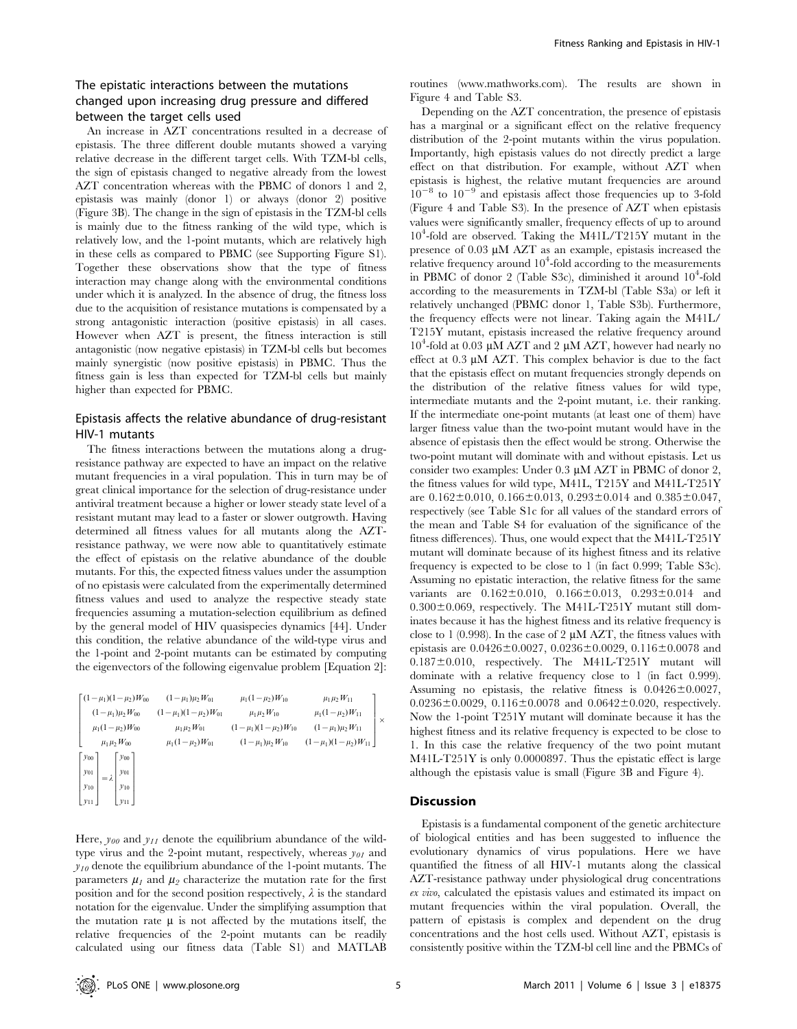## The epistatic interactions between the mutations changed upon increasing drug pressure and differed between the target cells used

An increase in AZT concentrations resulted in a decrease of epistasis. The three different double mutants showed a varying relative decrease in the different target cells. With TZM-bl cells, the sign of epistasis changed to negative already from the lowest AZT concentration whereas with the PBMC of donors 1 and 2, epistasis was mainly (donor 1) or always (donor 2) positive (Figure 3B). The change in the sign of epistasis in the TZM-bl cells is mainly due to the fitness ranking of the wild type, which is relatively low, and the 1-point mutants, which are relatively high in these cells as compared to PBMC (see Supporting Figure S1). Together these observations show that the type of fitness interaction may change along with the environmental conditions under which it is analyzed. In the absence of drug, the fitness loss due to the acquisition of resistance mutations is compensated by a strong antagonistic interaction (positive epistasis) in all cases. However when AZT is present, the fitness interaction is still antagonistic (now negative epistasis) in TZM-bl cells but becomes mainly synergistic (now positive epistasis) in PBMC. Thus the fitness gain is less than expected for TZM-bl cells but mainly higher than expected for PBMC.

## Epistasis affects the relative abundance of drug-resistant HIV-1 mutants

The fitness interactions between the mutations along a drug-resistance pathway are expected to have an impact on the relative mutant frequencies in a viral population. This in turn may be of great clinical importance for the selection of drug-resistance under antiviral treatment because a higher or lower steady state level of a resistant mutant may lead to a faster or slower outgrowth. Having determined all fitness values for all mutants along the AZT-resistance pathway, we were now able to quantitatively estimate the effect of epistasis on the relative abundance of the double mutants. For this, the expected fitness values under the assumption of no epistasis were calculated from the experimentally determined fitness values and used to analyze the respective steady state frequencies assuming a mutation-selection equilibrium as defined by the general model of HIV quasispecies dynamics [44]. Under this condition, the relative abundance of the wild-type virus and the 1-point and 2-point mutants can be estimated by computing the eigenvectors of the following eigenvalue problem [Equation 2]:

$$\begin{bmatrix} (1-\mu_1)(1-\mu_2)W_{00} & (1-\mu_1)\mu_2 W_{01} & \mu_1(1-\mu_2)W_{10} & \mu_1\mu_2 W_{11} \\ (1-\mu_1)\mu_2 W_{00} & (1-\mu_1)(1-\mu_2)W_{01} & \mu_1\mu_2 W_{10} & \mu_1(1-\mu_2)W_{11} \\ \mu_1(1-\mu_2)W_{00} & \mu_1\mu_2 W_{01} & (1-\mu_1)(1-\mu_2)W_{10} & (1-\mu_1)\mu_2 W_{11} \\ \mu_1\mu_2 W_{00} & \mu_1(1-\mu_2)W_{01} & (1-\mu_1)\mu_2 W_{10} & (1-\mu_1)(1-\mu_2)W_{11} \end{bmatrix} \times \begin{bmatrix} y_{00} \\ y_{01} \\ y_{10} \\ y_{11} \end{bmatrix} = \lambda \begin{bmatrix} y_{00} \\ y_{01} \\ y_{10} \\ y_{11} \end{bmatrix}$$

Here, $y_{00}$ and $y_{11}$ denote the equilibrium abundance of the wild-type virus and the 2-point mutant, respectively, whereas $y_{01}$ and $y_{10}$ denote the equilibrium abundance of the 1-point mutants. The parameters $\mu_1$ and $\mu_2$ characterize the mutation rate for the first position and for the second position respectively, $\lambda$ is the standard notation for the eigenvalue. Under the simplifying assumption that the mutation rate $\mu$ is not affected by the mutations itself, the relative frequencies of the 2-point mutants can be readily calculated using our fitness data (Table S1) and MATLAB routines (www.mathworks.com). The results are shown in Figure 4 and Table S3.

Depending on the AZT concentration, the presence of epistasis has a marginal or a significant effect on the relative frequency distribution of the 2-point mutants within the virus population. Importantly, high epistasis values do not directly predict a large effect on that distribution. For example, without AZT when epistasis is highest, the relative mutant frequencies are around $10^{-8}$ to $10^{-9}$ and epistasis affect those frequencies up to 3-fold (Figure 4 and Table S3). In the presence of AZT when epistasis values were significantly smaller, frequency effects of up to around $10^4$-fold are observed. Taking the M41L/T215Y mutant in the presence of 0.03 µM AZT as an example, epistasis increased the relative frequency around $10^4$-fold according to the measurements in PBMC of donor 2 (Table S3c), diminished it around $10^4$-fold according to the measurements in TZM-bl (Table S3a) or left it relatively unchanged (PBMC donor 1, Table S3b). Furthermore, the frequency effects were not linear. Taking again the M41L/T215Y mutant, epistasis increased the relative frequency around $10^4$-fold at 0.03 µM AZT and 2 µM AZT, however had nearly no effect at 0.3 µM AZT. This complex behavior is due to the fact that the epistasis effect on mutant frequencies strongly depends on the distribution of the relative fitness values for wild type, intermediate mutants and the 2-point mutant, i.e. their ranking. If the intermediate one-point mutants (at least one of them) have larger fitness value than the two-point mutant would have in the absence of epistasis then the effect would be strong. Otherwise the two-point mutant will dominate with and without epistasis. Let us consider two examples: Under 0.3 µM AZT in PBMC of donor 2, the fitness values for wild type, M41L, T215Y and M41L-T251Y are 0.162±0.010, 0.166±0.013, 0.293±0.014 and 0.385±0.047, respectively (see Table S1c for all values of the standard errors of the mean and Table S4 for evaluation of the significance of the fitness differences). Thus, one would expect that the M41L-T251Y mutant will dominate because of its highest fitness and its relative frequency is expected to be close to 1 (in fact 0.999; Table S3c). Assuming no epistatic interaction, the relative fitness for the same variants are 0.162±0.010, 0.166±0.013, 0.293±0.014 and 0.300±0.069, respectively. The M41L-T251Y mutant still dominates because it has the highest fitness and its relative frequency is close to 1 (0.998). In the case of 2 µM AZT, the fitness values with epistasis are 0.0426±0.0027, 0.0236±0.0029, 0.116±0.0078 and 0.187±0.010, respectively. The M41L-T251Y mutant will dominate with a relative frequency close to 1 (in fact 0.999). Assuming no epistasis, the relative fitness is 0.0426±0.0027, 0.0236±0.0029, 0.116±0.0078 and 0.0642±0.020, respectively. Now the 1-point T251Y mutant will dominate because it has the highest fitness and its relative frequency is expected to be close to 1. In this case the relative frequency of the two point mutant M41L-T251Y is only 0.0000897. Thus the epistatic effect is large although the epistasis value is small (Figure 3B and Figure 4).

## Discussion

Epistasis is a fundamental component of the genetic architecture of biological entities and has been suggested to influence the evolutionary dynamics of virus populations. Here we have quantified the fitness of all HIV-1 mutants along the classical AZT-resistance pathway under physiological drug concentrations *ex vivo*, calculated the epistasis values and estimated its impact on mutant frequencies within the viral population. Overall, the pattern of epistasis is complex and dependent on the drug concentrations and the host cells used. Without AZT, epistasis is consistently positive within the TZM-bl cell line and the PBMCs of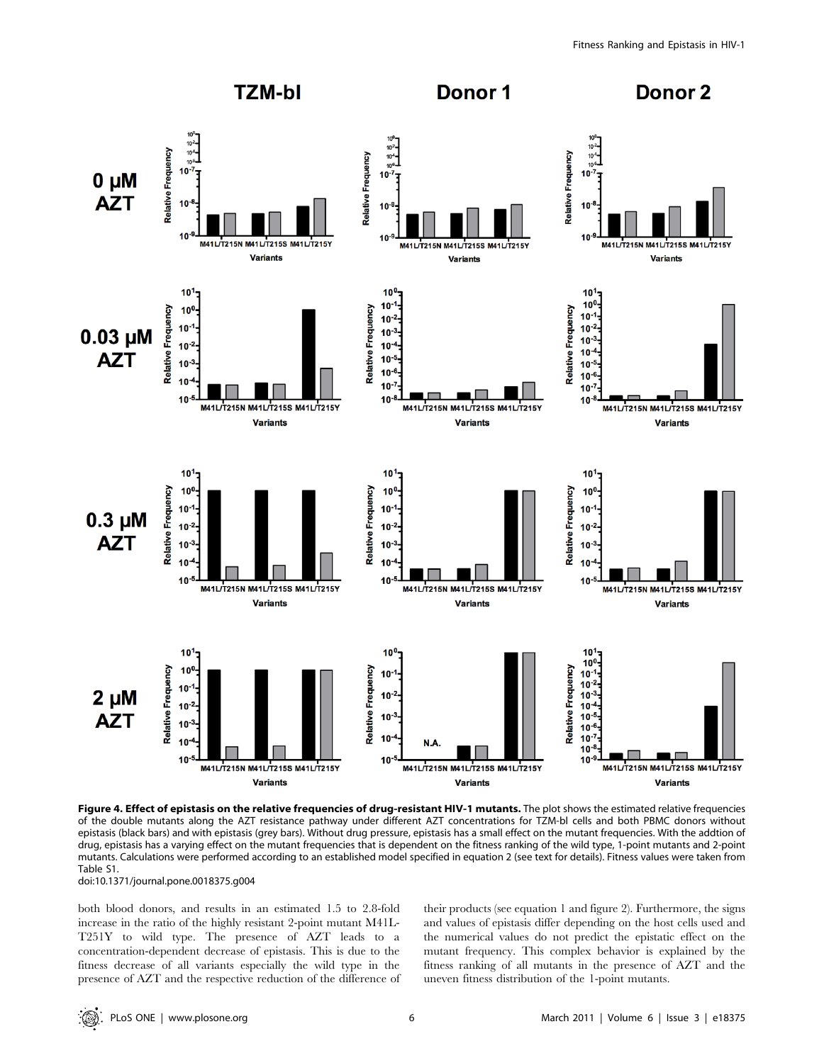**Figure 4. Effect of epistasis on the relative frequencies of drug-resistant HIV-1 mutants.** The plot shows the estimated relative frequencies of the double mutants along the AZT resistance pathway under different AZT concentrations for TZM-bl cells and both PBMC donors without epistasis (black bars) and with epistasis (grey bars). Without drug pressure, epistasis has a small effect on the mutant frequencies. With the addtion of drug, epistasis has a varying effect on the mutant frequencies that is dependent on the fitness ranking of the wild type, 1-point mutants and 2-point mutants. Calculations were performed according to an established model specified in equation 2 (see text for details). Fitness values were taken from Table S1.
doi:10.1371/journal.pone.0018375.g004

both blood donors, and results in an estimated 1.5 to 2.8-fold increase in the ratio of the highly resistant 2-point mutant M41L-T251Y to wild type. The presence of AZT leads to a concentration-dependent decrease of epistasis. This is due to the fitness decrease of all variants especially the wild type in the presence of AZT and the respective reduction of the difference of their products (see equation 1 and figure 2). Furthermore, the signs and values of epistasis differ depending on the host cells used and the numerical values do not predict the epistatic effect on the mutant frequency. This complex behavior is explained by the fitness ranking of all mutants in the presence of AZT and the uneven fitness distribution of the 1-point mutants.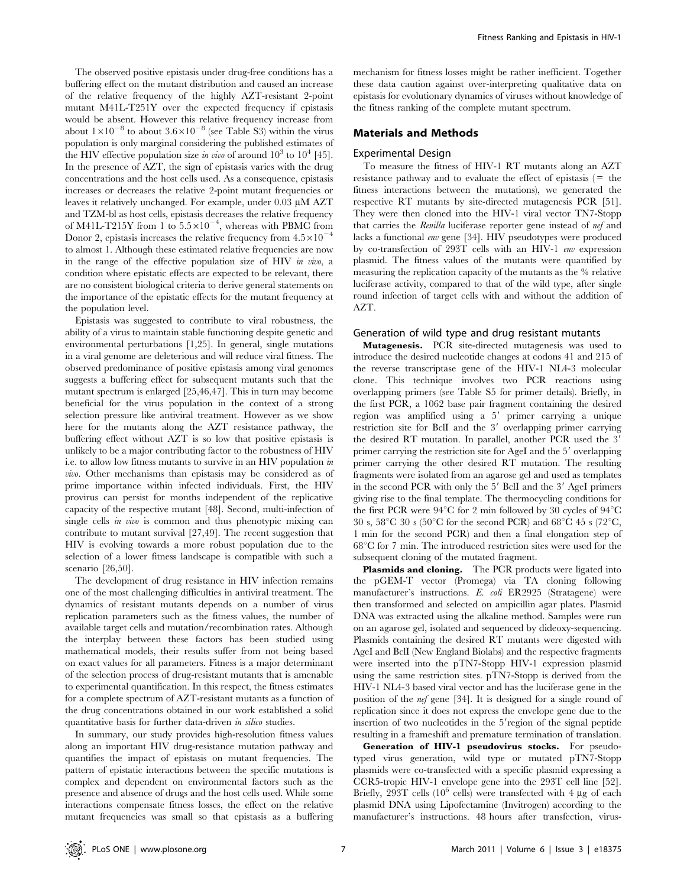The observed positive epistasis under drug-free conditions has a buffering effect on the mutant distribution and caused an increase of the relative frequency of the highly AZT-resistant 2-point mutant M41L-T251Y over the expected frequency if epistasis would be absent. However this relative frequency increase from about $1\times10^{-8}$ to about $3.6\times10^{-8}$ (see Table S3) within the virus population is only marginal considering the published estimates of the HIV effective population size *in vivo* of around $10^3$ to $10^4$ [45]. In the presence of AZT, the sign of epistasis varies with the drug concentrations and the host cells used. As a consequence, epistasis increases or decreases the relative 2-point mutant frequencies or leaves it relatively unchanged. For example, under 0.03 µM AZT and TZM-bl as host cells, epistasis decreases the relative frequency of M41L-T215Y from 1 to $5.5\times10^{-4}$, whereas with PBMC from Donor 2, epistasis increases the relative frequency from $4.5\times10^{-4}$ to almost 1. Although these estimated relative frequencies are now in the range of the effective population size of HIV *in vivo*, a condition where epistatic effects are expected to be relevant, there are no consistent biological criteria to derive general statements on the importance of the epistatic effects for the mutant frequency at the population level.

Epistasis was suggested to contribute to viral robustness, the ability of a virus to maintain stable functioning despite genetic and environmental perturbations [1,25]. In general, single mutations in a viral genome are deleterious and will reduce viral fitness. The observed predominance of positive epistasis among viral genomes suggests a buffering effect for subsequent mutants such that the mutant spectrum is enlarged [25,46,47]. This in turn may become beneficial for the virus population in the context of a strong selection pressure like antiviral treatment. However as we show here for the mutants along the AZT resistance pathway, the buffering effect without AZT is so low that positive epistasis is unlikely to be a major contributing factor to the robustness of HIV i.e. to allow low fitness mutants to survive in an HIV population *in vivo*. Other mechanisms than epistasis may be considered as of prime importance within infected individuals. First, the HIV provirus can persist for months independent of the replicative capacity of the respective mutant [48]. Second, multi-infection of single cells *in vivo* is common and thus phenotypic mixing can contribute to mutant survival [27,49]. The recent suggestion that HIV is evolving towards a more robust population due to the selection of a lower fitness landscape is compatible with such a scenario [26,50].

The development of drug resistance in HIV infection remains one of the most challenging difficulties in antiviral treatment. The dynamics of resistant mutants depends on a number of virus replication parameters such as the fitness values, the number of available target cells and mutation/recombination rates. Although the interplay between these factors has been studied using mathematical models, their results suffer from not being based on exact values for all parameters. Fitness is a major determinant of the selection process of drug-resistant mutants that is amenable to experimental quantification. In this respect, the fitness estimates for a complete spectrum of AZT-resistant mutants as a function of the drug concentrations obtained in our work established a solid quantitative basis for further data-driven *in silico* studies.

In summary, our study provides high-resolution fitness values along an important HIV drug-resistance mutation pathway and quantifies the impact of epistasis on mutant frequencies. The pattern of epistatic interactions between the specific mutations is complex and dependent on environmental factors such as the presence and absence of drugs and the host cells used. While some interactions compensate fitness losses, the effect on the relative mutant frequencies was small so that epistasis as a buffering mechanism for fitness losses might be rather inefficient. Together these data caution against over-interpreting qualitative data on epistasis for evolutionary dynamics of viruses without knowledge of the fitness ranking of the complete mutant spectrum.

## Materials and Methods

### Experimental Design

To measure the fitness of HIV-1 RT mutants along an AZT resistance pathway and to evaluate the effect of epistasis (= the fitness interactions between the mutations), we generated the respective RT mutants by site-directed mutagenesis PCR [51]. They were then cloned into the HIV-1 viral vector TN7-Stopp that carries the *Renilla* luciferase reporter gene instead of *nef* and lacks a functional *env* gene [34]. HIV pseudotypes were produced by co-transfection of 293T cells with an HIV-1 *env* expression plasmid. The fitness values of the mutants were quantified by measuring the replication capacity of the mutants as the % relative luciferase activity, compared to that of the wild type, after single round infection of target cells with and without the addition of AZT.

### Generation of wild type and drug resistant mutants

**Mutagenesis.** PCR site-directed mutagenesis was used to introduce the desired nucleotide changes at codons 41 and 215 of the reverse transcriptase gene of the HIV-1 NL4-3 molecular clone. This technique involves two PCR reactions using overlapping primers (see Table S5 for primer details). Briefly, in the first PCR, a 1062 base pair fragment containing the desired region was amplified using a 5′ primer carrying a unique restriction site for BclI and the 3′ overlapping primer carrying the desired RT mutation. In parallel, another PCR used the 3′ primer carrying the restriction site for AgeI and the 5′ overlapping primer carrying the other desired RT mutation. The resulting fragments were isolated from an agarose gel and used as templates in the second PCR with only the 5′ BclI and the 3′ AgeI primers giving rise to the final template. The thermocycling conditions for the first PCR were 94°C for 2 min followed by 30 cycles of 94°C 30 s, 58°C 30 s (50°C for the second PCR) and 68°C 45 s (72°C, 1 min for the second PCR) and then a final elongation step of 68°C for 7 min. The introduced restriction sites were used for the subsequent cloning of the mutated fragment.

**Plasmids and cloning.** The PCR products were ligated into the pGEM-T vector (Promega) via TA cloning following manufacturer's instructions. *E. coli* ER2925 (Stratagene) were then transformed and selected on ampicillin agar plates. Plasmid DNA was extracted using the alkaline method. Samples were run on an agarose gel, isolated and sequenced by dideoxy-sequencing. Plasmids containing the desired RT mutants were digested with AgeI and BclI (New England Biolabs) and the respective fragments were inserted into the pTN7-Stopp HIV-1 expression plasmid using the same restriction sites. pTN7-Stopp is derived from the HIV-1 NL4-3 based viral vector and has the luciferase gene in the position of the *nef* gene [34]. It is designed for a single round of replication since it does not express the envelope gene due to the insertion of two nucleotides in the 5′region of the signal peptide resulting in a frameshift and premature termination of translation.

**Generation of HIV-1 pseudovirus stocks.** For pseudotyped virus generation, wild type or mutated pTN7-Stopp plasmids were co-transfected with a specific plasmid expressing a CCR5-tropic HIV-1 envelope gene into the 293T cell line [52]. Briefly, 293T cells ($10^6$ cells) were transfected with 4 µg of each plasmid DNA using Lipofectamine (Invitrogen) according to the manufacturer's instructions. 48 hours after transfection, virus-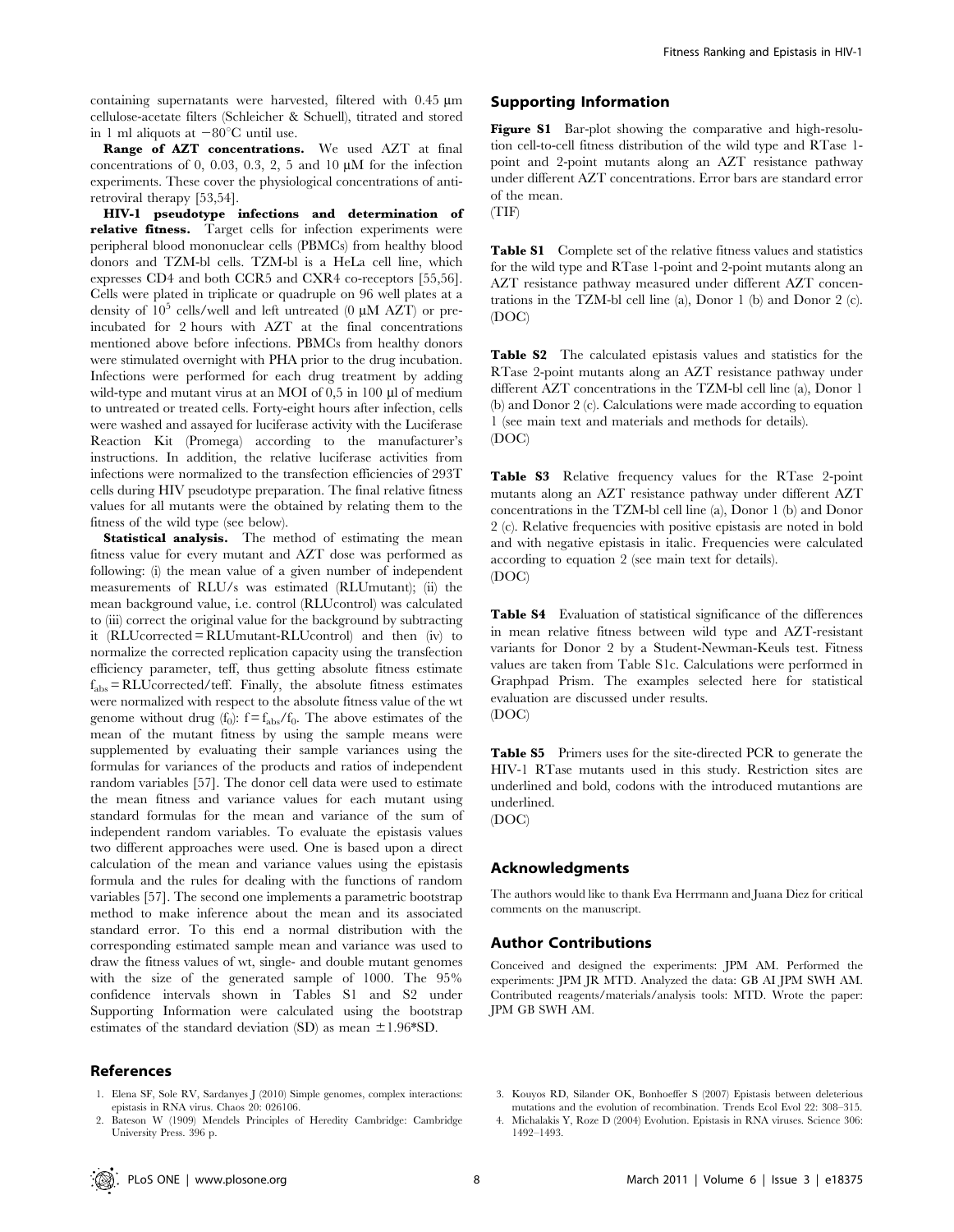containing supernatants were harvested, filtered with 0.45 µm cellulose-acetate filters (Schleicher & Schuell), titrated and stored in 1 ml aliquots at −80°C until use.

**Range of AZT concentrations.** We used AZT at final concentrations of 0, 0.03, 0.3, 2, 5 and 10 µM for the infection experiments. These cover the physiological concentrations of antiretroviral therapy [53,54].

**HIV-1 pseudotype infections and determination of relative fitness.** Target cells for infection experiments were peripheral blood mononuclear cells (PBMCs) from healthy blood donors and TZM-bl cells. TZM-bl is a HeLa cell line, which expresses CD4 and both CCR5 and CXR4 co-receptors [55,56]. Cells were plated in triplicate or quadruple on 96 well plates at a density of $10^5$ cells/well and left untreated (0 µM AZT) or pre-incubated for 2 hours with AZT at the final concentrations mentioned above before infections. PBMCs from healthy donors were stimulated overnight with PHA prior to the drug incubation. Infections were performed for each drug treatment by adding wild-type and mutant virus at an MOI of 0,5 in 100 µl of medium to untreated or treated cells. Forty-eight hours after infection, cells were washed and assayed for luciferase activity with the Luciferase Reaction Kit (Promega) according to the manufacturer's instructions. In addition, the relative luciferase activities from infections were normalized to the transfection efficiencies of 293T cells during HIV pseudotype preparation. The final relative fitness values for all mutants were the obtained by relating them to the fitness of the wild type (see below).

**Statistical analysis.** The method of estimating the mean fitness value for every mutant and AZT dose was performed as following: (i) the mean value of a given number of independent measurements of RLU/s was estimated (RLUmutant); (ii) the mean background value, i.e. control (RLUcontrol) was calculated to (iii) correct the original value for the background by subtracting it (RLUcorrected = RLUmutant-RLUcontrol) and then (iv) to normalize the corrected replication capacity using the transfection efficiency parameter, teff, thus getting absolute fitness estimate $f_{abs}$ = RLUcorrected/teff. Finally, the absolute fitness estimates were normalized with respect to the absolute fitness value of the wt genome without drug ($f_0$): $f = f_{abs}/f_0$. The above estimates of the mean of the mutant fitness by using the sample means were supplemented by evaluating their sample variances using the formulas for variances of the products and ratios of independent random variables [57]. The donor cell data were used to estimate the mean fitness and variance values for each mutant using standard formulas for the mean and variance of the sum of independent random variables. To evaluate the epistasis values two different approaches were used. One is based upon a direct calculation of the mean and variance values using the epistasis formula and the rules for dealing with the functions of random variables [57]. The second one implements a parametric bootstrap method to make inference about the mean and its associated standard error. To this end a normal distribution with the corresponding estimated sample mean and variance was used to draw the fitness values of wt, single- and double mutant genomes with the size of the generated sample of 1000. The 95% confidence intervals shown in Tables S1 and S2 under Supporting Information were calculated using the bootstrap estimates of the standard deviation (SD) as mean ±1.96*SD.

## Supporting Information

**Figure S1** Bar-plot showing the comparative and high-resolution cell-to-cell fitness distribution of the wild type and RTase 1-point and 2-point mutants along an AZT resistance pathway under different AZT concentrations. Error bars are standard error of the mean.
(TIF)

**Table S1** Complete set of the relative fitness values and statistics for the wild type and RTase 1-point and 2-point mutants along an AZT resistance pathway measured under different AZT concentrations in the TZM-bl cell line (a), Donor 1 (b) and Donor 2 (c).
(DOC)

**Table S2** The calculated epistasis values and statistics for the RTase 2-point mutants along an AZT resistance pathway under different AZT concentrations in the TZM-bl cell line (a), Donor 1 (b) and Donor 2 (c). Calculations were made according to equation 1 (see main text and materials and methods for details).
(DOC)

**Table S3** Relative frequency values for the RTase 2-point mutants along an AZT resistance pathway under different AZT concentrations in the TZM-bl cell line (a), Donor 1 (b) and Donor 2 (c). Relative frequencies with positive epistasis are noted in bold and with negative epistasis in italic. Frequencies were calculated according to equation 2 (see main text for details).
(DOC)

**Table S4** Evaluation of statistical significance of the differences in mean relative fitness between wild type and AZT-resistant variants for Donor 2 by a Student-Newman-Keuls test. Fitness values are taken from Table S1c. Calculations were performed in Graphpad Prism. The examples selected here for statistical evaluation are discussed under results.
(DOC)

**Table S5** Primers uses for the site-directed PCR to generate the HIV-1 RTase mutants used in this study. Restriction sites are underlined and bold, codons with the introduced mutantions are underlined.
(DOC)

## Acknowledgments

The authors would like to thank Eva Herrmann and Juana Diez for critical comments on the manuscript.

## Author Contributions

Conceived and designed the experiments: JPM AM. Performed the experiments: JPM JR MTD. Analyzed the data: GB AI JPM SWH AM. Contributed reagents/materials/analysis tools: MTD. Wrote the paper: JPM GB SWH AM.

## References

1. Elena SF, Sole RV, Sardanyes J (2010) Simple genomes, complex interactions: epistasis in RNA virus. Chaos 20: 026106.
2. Bateson W (1909) Mendels Principles of Heredity Cambridge: Cambridge University Press. 396 p.
3. Kouyos RD, Silander OK, Bonhoeffer S (2007) Epistasis between deleterious mutations and the evolution of recombination. Trends Ecol Evol 22: 308–315.
4. Michalakis Y, Roze D (2004) Evolution. Epistasis in RNA viruses. Science 306: 1492–1493.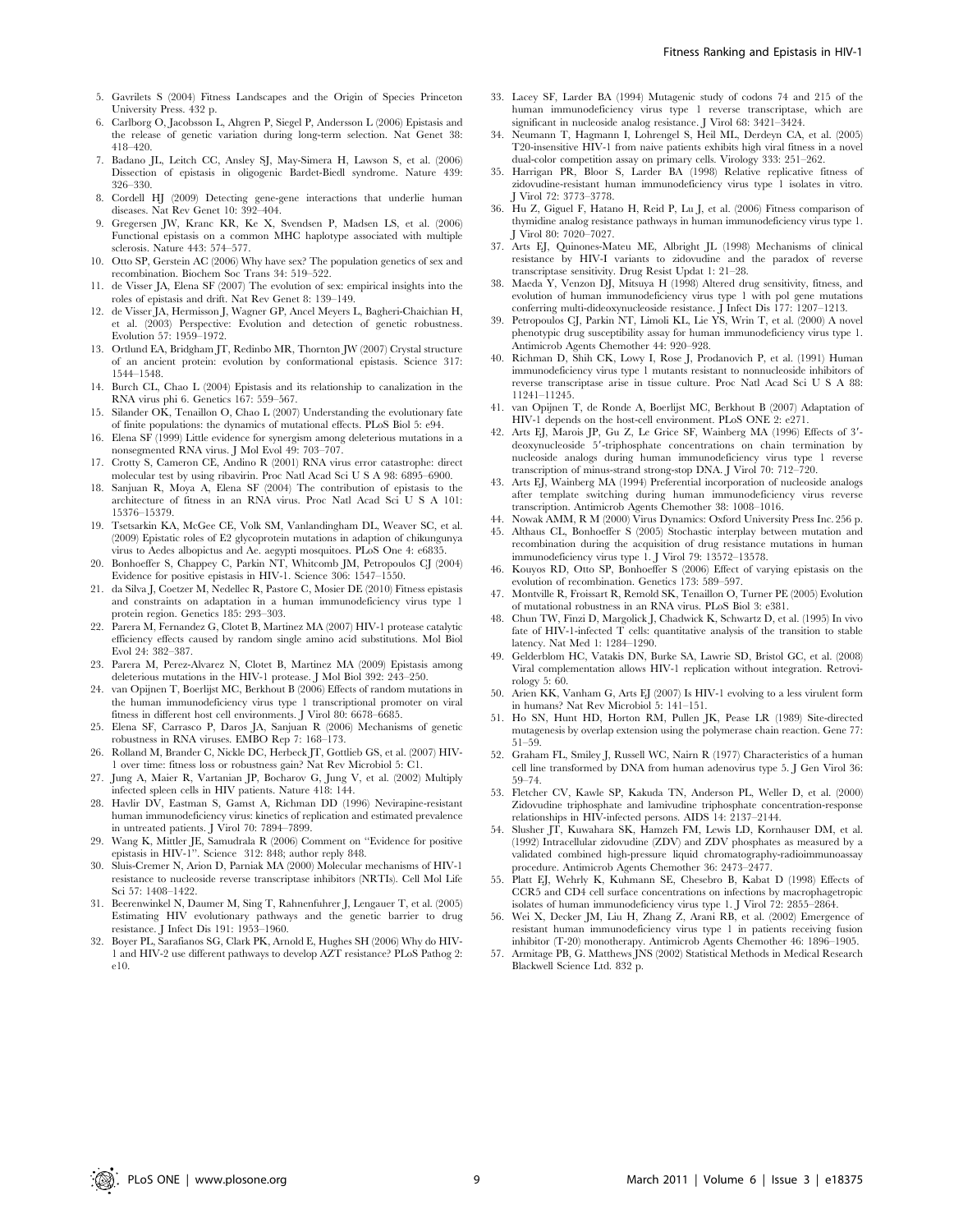5. Gavrilets S (2004) Fitness Landscapes and the Origin of Species Princeton University Press. 432 p.
6. Carlborg O, Jacobsson L, Ahgren P, Siegel P, Andersson L (2006) Epistasis and the release of genetic variation during long-term selection. Nat Genet 38: 418–420.
7. Badano JL, Leitch CC, Ansley SJ, May-Simera H, Lawson S, et al. (2006) Dissection of epistasis in oligogenic Bardet-Biedl syndrome. Nature 439: 326–330.
8. Cordell HJ (2009) Detecting gene-gene interactions that underlie human diseases. Nat Rev Genet 10: 392–404.
9. Gregersen JW, Kranc KR, Ke X, Svendsen P, Madsen LS, et al. (2006) Functional epistasis on a common MHC haplotype associated with multiple sclerosis. Nature 443: 574–577.
10. Otto SP, Gerstein AC (2006) Why have sex? The population genetics of sex and recombination. Biochem Soc Trans 34: 519–522.
11. de Visser JA, Elena SF (2007) The evolution of sex: empirical insights into the roles of epistasis and drift. Nat Rev Genet 8: 139–149.
12. de Visser JA, Hermisson J, Wagner GP, Ancel Meyers L, Bagheri-Chaichian H, et al. (2003) Perspective: Evolution and detection of genetic robustness. Evolution 57: 1959–1972.
13. Ortlund EA, Bridgham JT, Redinbo MR, Thornton JW (2007) Crystal structure of an ancient protein: evolution by conformational epistasis. Science 317: 1544–1548.
14. Burch CL, Chao L (2004) Epistasis and its relationship to canalization in the RNA virus phi 6. Genetics 167: 559–567.
15. Silander OK, Tenaillon O, Chao L (2007) Understanding the evolutionary fate of finite populations: the dynamics of mutational effects. PLoS Biol 5: e94.
16. Elena SF (1999) Little evidence for synergism among deleterious mutations in a nonsegmented RNA virus. J Mol Evol 49: 703–707.
17. Crotty S, Cameron CE, Andino R (2001) RNA virus error catastrophe: direct molecular test by using ribavirin. Proc Natl Acad Sci U S A 98: 6895–6900.
18. Sanjuan R, Moya A, Elena SF (2004) The contribution of epistasis to the architecture of fitness in an RNA virus. Proc Natl Acad Sci U S A 101: 15376–15379.
19. Tsetsarkin KA, McGee CE, Volk SM, Vanlandingham DL, Weaver SC, et al. (2009) Epistatic roles of E2 glycoprotein mutations in adaption of chikungunya virus to Aedes albopictus and Ae. aegypti mosquitoes. PLoS One 4: e6835.
20. Bonhoeffer S, Chappey C, Parkin NT, Whitcomb JM, Petropoulos CJ (2004) Evidence for positive epistasis in HIV-1. Science 306: 1547–1550.
21. da Silva J, Coetzer M, Nedellec R, Pastore C, Mosier DE (2010) Fitness epistasis and constraints on adaptation in a human immunodeficiency virus type 1 protein region. Genetics 185: 293–303.
22. Parera M, Fernandez G, Clotet B, Martinez MA (2007) HIV-1 protease catalytic efficiency effects caused by random single amino acid substitutions. Mol Biol Evol 24: 382–387.
23. Parera M, Perez-Alvarez N, Clotet B, Martinez MA (2009) Epistasis among deleterious mutations in the HIV-1 protease. J Mol Biol 392: 243–250.
24. van Opijnen T, Boerlijst MC, Berkhout B (2006) Effects of random mutations in the human immunodeficiency virus type 1 transcriptional promoter on viral fitness in different host cell environments. J Virol 80: 6678–6685.
25. Elena SF, Carrasco P, Daros JA, Sanjuan R (2006) Mechanisms of genetic robustness in RNA viruses. EMBO Rep 7: 168–173.
26. Rolland M, Brander C, Nickle DC, Herbeck JT, Gottlieb GS, et al. (2007) HIV-1 over time: fitness loss or robustness gain? Nat Rev Microbiol 5: C1.
27. Jung A, Maier R, Vartanian JP, Bocharov G, Jung V, et al. (2002) Multiply infected spleen cells in HIV patients. Nature 418: 144.
28. Havlir DV, Eastman S, Gamst A, Richman DD (1996) Nevirapine-resistant human immunodeficiency virus: kinetics of replication and estimated prevalence in untreated patients. J Virol 70: 7894–7899.
29. Wang K, Mittler JE, Samudrala R (2006) Comment on "Evidence for positive epistasis in HIV-1". Science 312: 848; author reply 848.
30. Sluis-Cremer N, Arion D, Parniak MA (2000) Molecular mechanisms of HIV-1 resistance to nucleoside reverse transcriptase inhibitors (NRTIs). Cell Mol Life Sci 57: 1408–1422.
31. Beerenwinkel N, Daumer M, Sing T, Rahnenfuhrer J, Lengauer T, et al. (2005) Estimating HIV evolutionary pathways and the genetic barrier to drug resistance. J Infect Dis 191: 1953–1960.
32. Boyer PL, Sarafianos SG, Clark PK, Arnold E, Hughes SH (2006) Why do HIV-1 and HIV-2 use different pathways to develop AZT resistance? PLoS Pathog 2: e10.
33. Lacey SF, Larder BA (1994) Mutagenic study of codons 74 and 215 of the human immunodeficiency virus type 1 reverse transcriptase, which are significant in nucleoside analog resistance. J Virol 68: 3421–3424.
34. Neumann T, Hagmann I, Lohrengel S, Heil ML, Derdeyn CA, et al. (2005) T20-insensitive HIV-1 from naive patients exhibits high viral fitness in a novel dual-color competition assay on primary cells. Virology 333: 251–262.
35. Harrigan PR, Bloor S, Larder BA (1998) Relative replicative fitness of zidovudine-resistant human immunodeficiency virus type 1 isolates in vitro. J Virol 72: 3773–3778.
36. Hu Z, Giguel F, Hatano H, Reid P, Lu J, et al. (2006) Fitness comparison of thymidine analog resistance pathways in human immunodeficiency virus type 1. J Virol 80: 7020–7027.
37. Arts EJ, Quinones-Mateu ME, Albright JL (1998) Mechanisms of clinical resistance by HIV-I variants to zidovudine and the paradox of reverse transcriptase sensitivity. Drug Resist Updat 1: 21–28.
38. Maeda Y, Venzon DJ, Mitsuya H (1998) Altered drug sensitivity, fitness, and evolution of human immunodeficiency virus type 1 with pol gene mutations conferring multi-dideoxynucleoside resistance. J Infect Dis 177: 1207–1213.
39. Petropoulos CJ, Parkin NT, Limoli KL, Lie YS, Wrin T, et al. (2000) A novel phenotypic drug susceptibility assay for human immunodeficiency virus type 1. Antimicrob Agents Chemother 44: 920–928.
40. Richman D, Shih CK, Lowy I, Rose J, Prodanovich P, et al. (1991) Human immunodeficiency virus type 1 mutants resistant to nonnucleoside inhibitors of reverse transcriptase arise in tissue culture. Proc Natl Acad Sci U S A 88: 11241–11245.
41. van Opijnen T, de Ronde A, Boerlijst MC, Berkhout B (2007) Adaptation of HIV-1 depends on the host-cell environment. PLoS ONE 2: e271.
42. Arts EJ, Marois JP, Gu Z, Le Grice SF, Wainberg MA (1996) Effects of 3′-deoxynucleoside 5′-triphosphate concentrations on chain termination by nucleoside analogs during human immunodeficiency virus type 1 reverse transcription of minus-strand strong-stop DNA. J Virol 70: 712–720.
43. Arts EJ, Wainberg MA (1994) Preferential incorporation of nucleoside analogs after template switching during human immunodeficiency virus reverse transcription. Antimicrob Agents Chemother 38: 1008–1016.
44. Nowak AMM, R M (2000) Virus Dynamics: Oxford University Press Inc. 256 p.
45. Althaus CL, Bonhoeffer S (2005) Stochastic interplay between mutation and recombination during the acquisition of drug resistance mutations in human immunodeficiency virus type 1. J Virol 79: 13572–13578.
46. Kouyos RD, Otto SP, Bonhoeffer S (2006) Effect of varying epistasis on the evolution of recombination. Genetics 173: 589–597.
47. Montville R, Froissart R, Remold SK, Tenaillon O, Turner PE (2005) Evolution of mutational robustness in an RNA virus. PLoS Biol 3: e381.
48. Chun TW, Finzi D, Margolick J, Chadwick K, Schwartz D, et al. (1995) In vivo fate of HIV-1-infected T cells: quantitative analysis of the transition to stable latency. Nat Med 1: 1284–1290.
49. Gelderblom HC, Vatakis DN, Burke SA, Lawrie SD, Bristol GC, et al. (2008) Viral complementation allows HIV-1 replication without integration. Retrovirology 5: 60.
50. Arien KK, Vanham G, Arts EJ (2007) Is HIV-1 evolving to a less virulent form in humans? Nat Rev Microbiol 5: 141–151.
51. Ho SN, Hunt HD, Horton RM, Pullen JK, Pease LR (1989) Site-directed mutagenesis by overlap extension using the polymerase chain reaction. Gene 77: 51–59.
52. Graham FL, Smiley J, Russell WC, Nairn R (1977) Characteristics of a human cell line transformed by DNA from human adenovirus type 5. J Gen Virol 36: 59–74.
53. Fletcher CV, Kawle SP, Kakuda TN, Anderson PL, Weller D, et al. (2000) Zidovudine triphosphate and lamivudine triphosphate concentration-response relationships in HIV-infected persons. AIDS 14: 2137–2144.
54. Slusher JT, Kuwahara SK, Hamzeh FM, Lewis LD, Kornhauser DM, et al. (1992) Intracellular zidovudine (ZDV) and ZDV phosphates as measured by a validated combined high-pressure liquid chromatography-radioimmunoassay procedure. Antimicrob Agents Chemother 36: 2473–2477.
55. Platt EJ, Wehrly K, Kuhmann SE, Chesebro B, Kabat D (1998) Effects of CCR5 and CD4 cell surface concentrations on infections by macrophagetropic isolates of human immunodeficiency virus type 1. J Virol 72: 2855–2864.
56. Wei X, Decker JM, Liu H, Zhang Z, Arani RB, et al. (2002) Emergence of resistant human immunodeficiency virus type 1 in patients receiving fusion inhibitor (T-20) monotherapy. Antimicrob Agents Chemother 46: 1896–1905.
57. Armitage PB, G. Matthews JNS (2002) Statistical Methods in Medical Research Blackwell Science Ltd. 832 p.